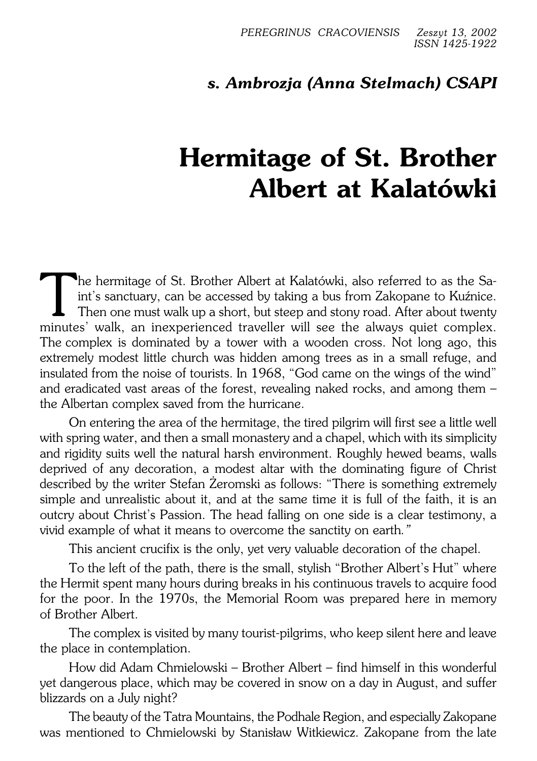*s. Ambrozja (Anna Stelmach) CSAPI*

# Hermitage of St. Brother Albert at Kalatówki

The hermitage of St. Brother Albert at Kalatówki, also referred to as the Saint's sanctuary, can be accessed by taking a bus from Zakopane to Kuźnice. Then one must walk up a short, but steep and stony road. After about twenty minutes' walk, an inexperienced traveller will see the always quiet complex. The complex is dominated by a tower with a wooden cross. Not long ago, this extremely modest little church was hidden among trees as in a small refuge, and insulated from the noise of tourists. In 1968, "God came on the wings of the wind" and eradicated vast areas of the forest, revealing naked rocks, and among them – the Albertan complex saved from the hurricane.

On entering the area of the hermitage, the tired pilgrim will first see a little well with spring water, and then a small monastery and a chapel, which with its simplicity and rigidity suits well the natural harsh environment. Roughly hewed beams, walls deprived of any decoration, a modest altar with the dominating figure of Christ described by the writer Stefan Żeromski as follows: "There is something extremely simple and unrealistic about it, and at the same time it is full of the faith, it is an outcry about Christ's Passion. The head falling on one side is a clear testimony, a vivid example of what it means to overcome the sanctity on earth."

This ancient crucifix is the only, yet very valuable decoration of the chapel.

To the left of the path, there is the small, stylish "Brother Albert's Hut" where the Hermit spent many hours during breaks in his continuous travels to acquire food for the poor. In the 1970s, the Memorial Room was prepared here in memory of Brother Albert.

The complex is visited by many tourist-pilgrims, who keep silent here and leave the place in contemplation.

How did Adam Chmielowski – Brother Albert – find himself in this wonderful yet dangerous place, which may be covered in snow on a day in August, and suffer blizzards on a July night?

The beauty of the Tatra Mountains, the Podhale Region, and especially Zakopane was mentioned to Chmielowski by Stanisław Witkiewicz. Zakopane from the late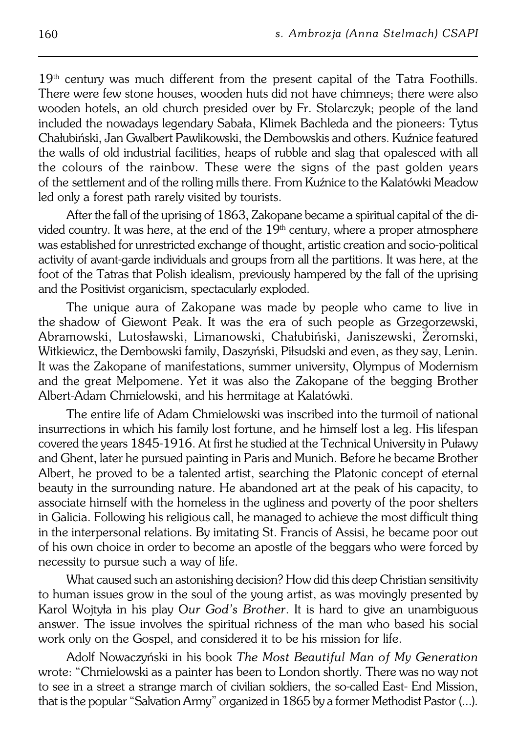$19^{th}$ century was much different from the present capital of the Tatra Foothills. There were few stone houses, wooden huts did not have chimneys; there were also wooden hotels, an old church presided over by Fr. Stolarczyk; people of the land included the nowadays legendary Sabała, Klimek Bachleda and the pioneers: Tytus Chałubiński, Jan Gwalbert Pawlikowski, the Dembowskis and others. Kuźnice featured the walls of old industrial facilities, heaps of rubble and slag that opalesced with all the colours of the rainbow. These were the signs of the past golden years of the settlement and of the rolling mills there. From Kuźnice to the Kalatówki Meadow led only a forest path rarely visited by tourists.

After the fall of the uprising of 1863, Zakopane became a spiritual capital of the divided country. It was here, at the end of the $19^{th}$ century, where a proper atmosphere was established for unrestricted exchange of thought, artistic creation and socio-political activity of avant-garde individuals and groups from all the partitions. It was here, at the foot of the Tatras that Polish idealism, previously hampered by the fall of the uprising and the Positivist organicism, spectacularly exploded.

The unique aura of Zakopane was made by people who came to live in the shadow of Giewont Peak. It was the era of such people as Grzegorzewski, Abramowski, Lutosławski, Limanowski, Chałubiński, Janiszewski, Żeromski, Witkiewicz, the Dembowski family, Daszyński, Piłsudski and even, as they say, Lenin. It was the Zakopane of manifestations, summer university, Olympus of Modernism and the great Melpomene. Yet it was also the Zakopane of the begging Brother Albert-Adam Chmielowski, and his hermitage at Kalatówki.

The entire life of Adam Chmielowski was inscribed into the turmoil of national insurrections in which his family lost fortune, and he himself lost a leg. His lifespan covered the years 1845-1916. At first he studied at the Technical University in Puławy and Ghent, later he pursued painting in Paris and Munich. Before he became Brother Albert, he proved to be a talented artist, searching the Platonic concept of eternal beauty in the surrounding nature. He abandoned art at the peak of his capacity, to associate himself with the homeless in the ugliness and poverty of the poor shelters in Galicia. Following his religious call, he managed to achieve the most difficult thing in the interpersonal relations. By imitating St. Francis of Assisi, he became poor out of his own choice in order to become an apostle of the beggars who were forced by necessity to pursue such a way of life.

What caused such an astonishing decision? How did this deep Christian sensitivity to human issues grow in the soul of the young artist, as was movingly presented by Karol Wojtyła in his play *Our God's Brother*. It is hard to give an unambiguous answer. The issue involves the spiritual richness of the man who based his social work only on the Gospel, and considered it to be his mission for life.

Adolf Nowaczyński in his book *The Most Beautiful Man of My Generation* wrote: "Chmielowski as a painter has been to London shortly. There was no way not to see in a street a strange march of civilian soldiers, the so-called East- End Mission, that is the popular "Salvation Army" organized in 1865 by a former Methodist Pastor (...).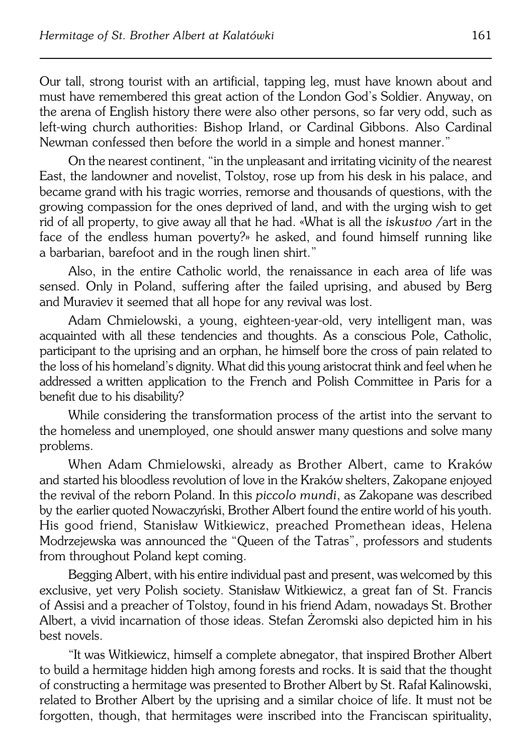Our tall, strong tourist with an artificial, tapping leg, must have known about and must have remembered this great action of the London God's Soldier. Anyway, on the arena of English history there were also other persons, so far very odd, such as left-wing church authorities: Bishop Irland, or Cardinal Gibbons. Also Cardinal Newman confessed then before the world in a simple and honest manner."

On the nearest continent, "in the unpleasant and irritating vicinity of the nearest East, the landowner and novelist, Tolstoy, rose up from his desk in his palace, and became grand with his tragic worries, remorse and thousands of questions, with the growing compassion for the ones deprived of land, and with the urging wish to get rid of all property, to give away all that he had. «What is all the *iskustvo* /art in the face of the endless human poverty?» he asked, and found himself running like a barbarian, barefoot and in the rough linen shirt."

Also, in the entire Catholic world, the renaissance in each area of life was sensed. Only in Poland, suffering after the failed uprising, and abused by Berg and Muraviev it seemed that all hope for any revival was lost.

Adam Chmielowski, a young, eighteen-year-old, very intelligent man, was acquainted with all these tendencies and thoughts. As a conscious Pole, Catholic, participant to the uprising and an orphan, he himself bore the cross of pain related to the loss of his homeland's dignity. What did this young aristocrat think and feel when he addressed a written application to the French and Polish Committee in Paris for a benefit due to his disability?

While considering the transformation process of the artist into the servant to the homeless and unemployed, one should answer many questions and solve many problems.

When Adam Chmielowski, already as Brother Albert, came to Kraków and started his bloodless revolution of love in the Kraków shelters, Zakopane enjoyed the revival of the reborn Poland. In this *piccolo mundi*, as Zakopane was described by the earlier quoted Nowaczyński, Brother Albert found the entire world of his youth. His good friend, Stanisław Witkiewicz, preached Promethean ideas, Helena Modrzejewska was announced the "Queen of the Tatras", professors and students from throughout Poland kept coming.

Begging Albert, with his entire individual past and present, was welcomed by this exclusive, yet very Polish society. Stanisław Witkiewicz, a great fan of St. Francis of Assisi and a preacher of Tolstoy, found in his friend Adam, nowadays St. Brother Albert, a vivid incarnation of those ideas. Stefan Żeromski also depicted him in his best novels.

"It was Witkiewicz, himself a complete abnegator, that inspired Brother Albert to build a hermitage hidden high among forests and rocks. It is said that the thought of constructing a hermitage was presented to Brother Albert by St. Rafał Kalinowski, related to Brother Albert by the uprising and a similar choice of life. It must not be forgotten, though, that hermitages were inscribed into the Franciscan spirituality,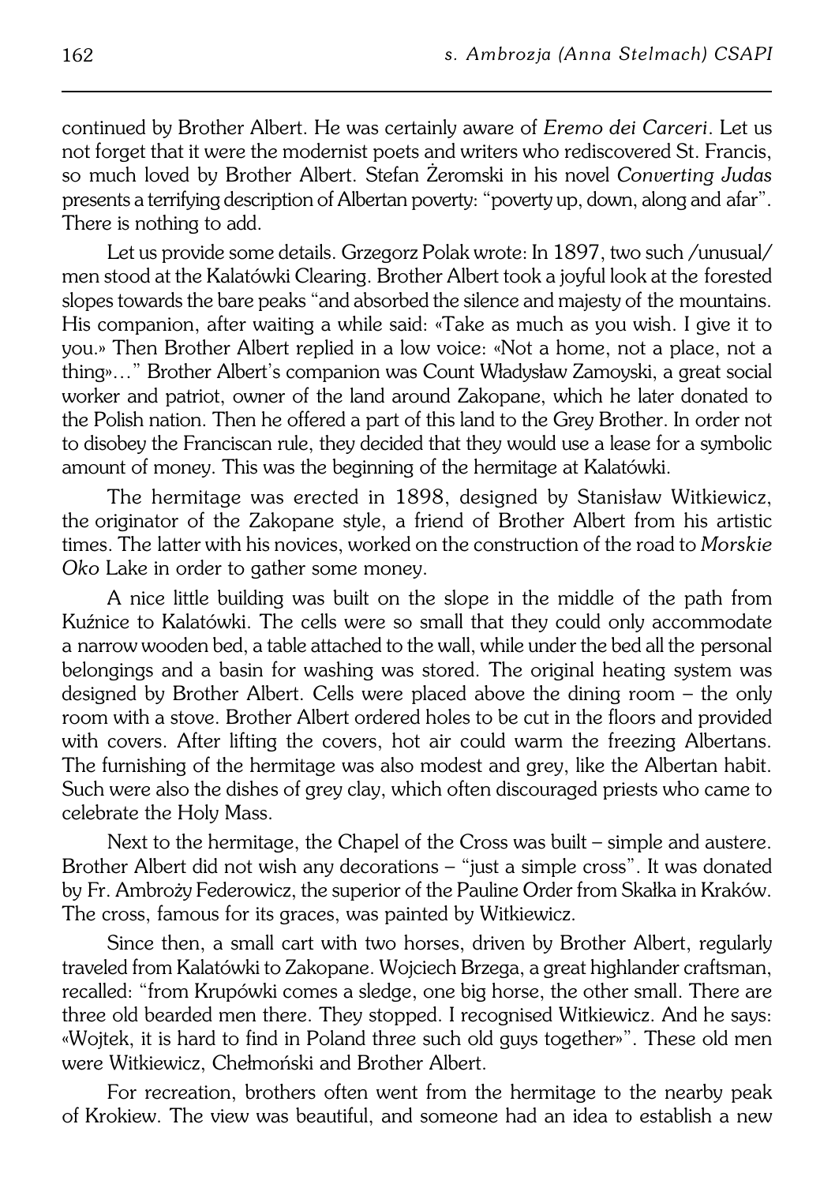continued by Brother Albert. He was certainly aware of *Eremo dei Carceri*. Let us not forget that it were the modernist poets and writers who rediscovered St. Francis, so much loved by Brother Albert. Stefan Żeromski in his novel *Converting Judas* presents a terrifying description of Albertan poverty: "poverty up, down, along and afar". There is nothing to add.

Let us provide some details. Grzegorz Polak wrote: In 1897, two such /unusual/ men stood at the Kalatówki Clearing. Brother Albert took a joyful look at the forested slopes towards the bare peaks "and absorbed the silence and majesty of the mountains. His companion, after waiting a while said: «Take as much as you wish. I give it to you.» Then Brother Albert replied in a low voice: «Not a home, not a place, not a thing»…" Brother Albert's companion was Count Władysław Zamoyski, a great social worker and patriot, owner of the land around Zakopane, which he later donated to the Polish nation. Then he offered a part of this land to the Grey Brother. In order not to disobey the Franciscan rule, they decided that they would use a lease for a symbolic amount of money. This was the beginning of the hermitage at Kalatówki.

The hermitage was erected in 1898, designed by Stanisław Witkiewicz, the originator of the Zakopane style, a friend of Brother Albert from his artistic times. The latter with his novices, worked on the construction of the road to *Morskie Oko* Lake in order to gather some money.

A nice little building was built on the slope in the middle of the path from Kuźnice to Kalatówki. The cells were so small that they could only accommodate a narrow wooden bed, a table attached to the wall, while under the bed all the personal belongings and a basin for washing was stored. The original heating system was designed by Brother Albert. Cells were placed above the dining room – the only room with a stove. Brother Albert ordered holes to be cut in the floors and provided with covers. After lifting the covers, hot air could warm the freezing Albertans. The furnishing of the hermitage was also modest and grey, like the Albertan habit. Such were also the dishes of grey clay, which often discouraged priests who came to celebrate the Holy Mass.

Next to the hermitage, the Chapel of the Cross was built – simple and austere. Brother Albert did not wish any decorations – "just a simple cross". It was donated by Fr. Ambroży Federowicz, the superior of the Pauline Order from Skałka in Kraków. The cross, famous for its graces, was painted by Witkiewicz.

Since then, a small cart with two horses, driven by Brother Albert, regularly traveled from Kalatówki to Zakopane. Wojciech Brzega, a great highlander craftsman, recalled: "from Krupówki comes a sledge, one big horse, the other small. There are three old bearded men there. They stopped. I recognised Witkiewicz. And he says: «Wojtek, it is hard to find in Poland three such old guys together»". These old men were Witkiewicz, Chełmoński and Brother Albert.

For recreation, brothers often went from the hermitage to the nearby peak of Krokiew. The view was beautiful, and someone had an idea to establish a new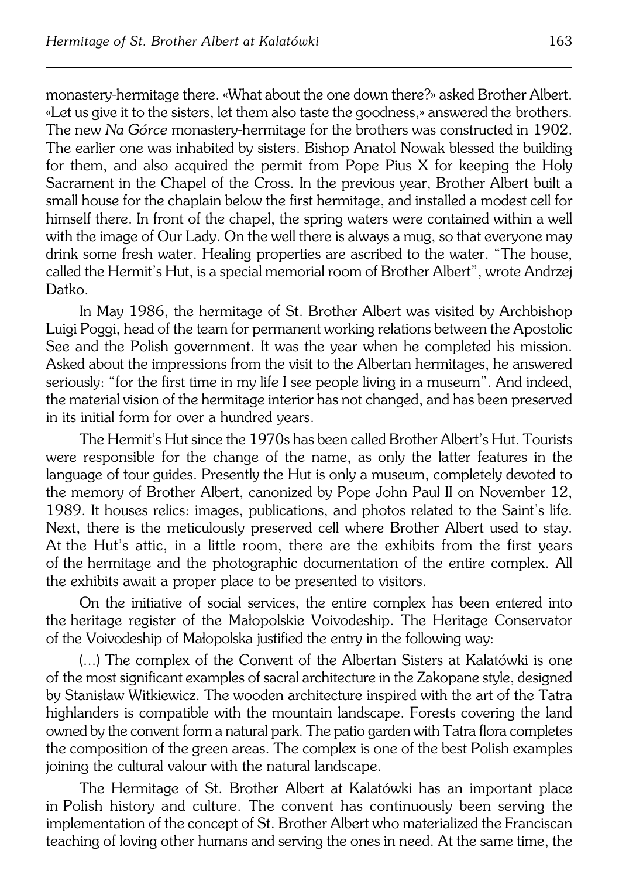monastery-hermitage there. «What about the one down there?» asked Brother Albert. «Let us give it to the sisters, let them also taste the goodness,» answered the brothers. The new *Na Górce* monastery-hermitage for the brothers was constructed in 1902. The earlier one was inhabited by sisters. Bishop Anatol Nowak blessed the building for them, and also acquired the permit from Pope Pius X for keeping the Holy Sacrament in the Chapel of the Cross. In the previous year, Brother Albert built a small house for the chaplain below the first hermitage, and installed a modest cell for himself there. In front of the chapel, the spring waters were contained within a well with the image of Our Lady. On the well there is always a mug, so that everyone may drink some fresh water. Healing properties are ascribed to the water. "The house, called the Hermit's Hut, is a special memorial room of Brother Albert", wrote Andrzej Datko.

In May 1986, the hermitage of St. Brother Albert was visited by Archbishop Luigi Poggi, head of the team for permanent working relations between the Apostolic See and the Polish government. It was the year when he completed his mission. Asked about the impressions from the visit to the Albertan hermitages, he answered seriously: "for the first time in my life I see people living in a museum". And indeed, the material vision of the hermitage interior has not changed, and has been preserved in its initial form for over a hundred years.

The Hermit's Hut since the 1970s has been called Brother Albert's Hut. Tourists were responsible for the change of the name, as only the latter features in the language of tour guides. Presently the Hut is only a museum, completely devoted to the memory of Brother Albert, canonized by Pope John Paul II on November 12, 1989. It houses relics: images, publications, and photos related to the Saint's life. Next, there is the meticulously preserved cell where Brother Albert used to stay. At the Hut's attic, in a little room, there are the exhibits from the first years of the hermitage and the photographic documentation of the entire complex. All the exhibits await a proper place to be presented to visitors.

On the initiative of social services, the entire complex has been entered into the heritage register of the Małopolskie Voivodeship. The Heritage Conservator of the Voivodeship of Małopolska justified the entry in the following way:

(...) The complex of the Convent of the Albertan Sisters at Kalatówki is one of the most significant examples of sacral architecture in the Zakopane style, designed by Stanisław Witkiewicz. The wooden architecture inspired with the art of the Tatra highlanders is compatible with the mountain landscape. Forests covering the land owned by the convent form a natural park. The patio garden with Tatra flora completes the composition of the green areas. The complex is one of the best Polish examples joining the cultural valour with the natural landscape.

The Hermitage of St. Brother Albert at Kalatówki has an important place in Polish history and culture. The convent has continuously been serving the implementation of the concept of St. Brother Albert who materialized the Franciscan teaching of loving other humans and serving the ones in need. At the same time, the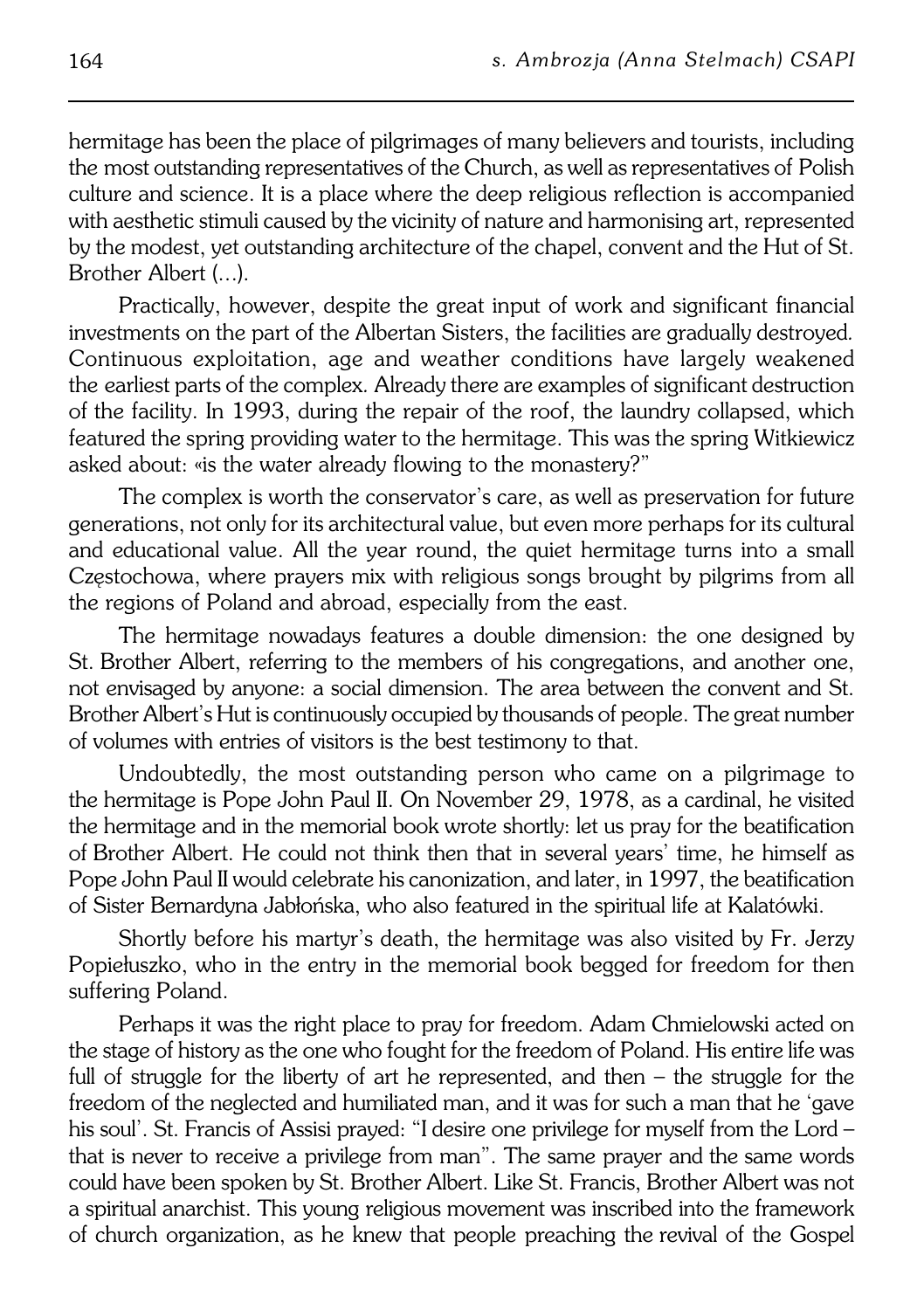hermitage has been the place of pilgrimages of many believers and tourists, including the most outstanding representatives of the Church, as well as representatives of Polish culture and science. It is a place where the deep religious reflection is accompanied with aesthetic stimuli caused by the vicinity of nature and harmonising art, represented by the modest, yet outstanding architecture of the chapel, convent and the Hut of St. Brother Albert (...).

Practically, however, despite the great input of work and significant financial investments on the part of the Albertan Sisters, the facilities are gradually destroyed. Continuous exploitation, age and weather conditions have largely weakened the earliest parts of the complex. Already there are examples of significant destruction of the facility. In 1993, during the repair of the roof, the laundry collapsed, which featured the spring providing water to the hermitage. This was the spring Witkiewicz asked about: «is the water already flowing to the monastery?"

The complex is worth the conservator's care, as well as preservation for future generations, not only for its architectural value, but even more perhaps for its cultural and educational value. All the year round, the quiet hermitage turns into a small Częstochowa, where prayers mix with religious songs brought by pilgrims from all the regions of Poland and abroad, especially from the east.

The hermitage nowadays features a double dimension: the one designed by St. Brother Albert, referring to the members of his congregations, and another one, not envisaged by anyone: a social dimension. The area between the convent and St. Brother Albert's Hut is continuously occupied by thousands of people. The great number of volumes with entries of visitors is the best testimony to that.

Undoubtedly, the most outstanding person who came on a pilgrimage to the hermitage is Pope John Paul II. On November 29, 1978, as a cardinal, he visited the hermitage and in the memorial book wrote shortly: let us pray for the beatification of Brother Albert. He could not think then that in several years' time, he himself as Pope John Paul II would celebrate his canonization, and later, in 1997, the beatification of Sister Bernardyna Jabłońska, who also featured in the spiritual life at Kalatówki.

Shortly before his martyr's death, the hermitage was also visited by Fr. Jerzy Popiełuszko, who in the entry in the memorial book begged for freedom for then suffering Poland.

Perhaps it was the right place to pray for freedom. Adam Chmielowski acted on the stage of history as the one who fought for the freedom of Poland. His entire life was full of struggle for the liberty of art he represented, and then – the struggle for the freedom of the neglected and humiliated man, and it was for such a man that he 'gave his soul'. St. Francis of Assisi prayed: "I desire one privilege for myself from the Lord – that is never to receive a privilege from man". The same prayer and the same words could have been spoken by St. Brother Albert. Like St. Francis, Brother Albert was not a spiritual anarchist. This young religious movement was inscribed into the framework of church organization, as he knew that people preaching the revival of the Gospel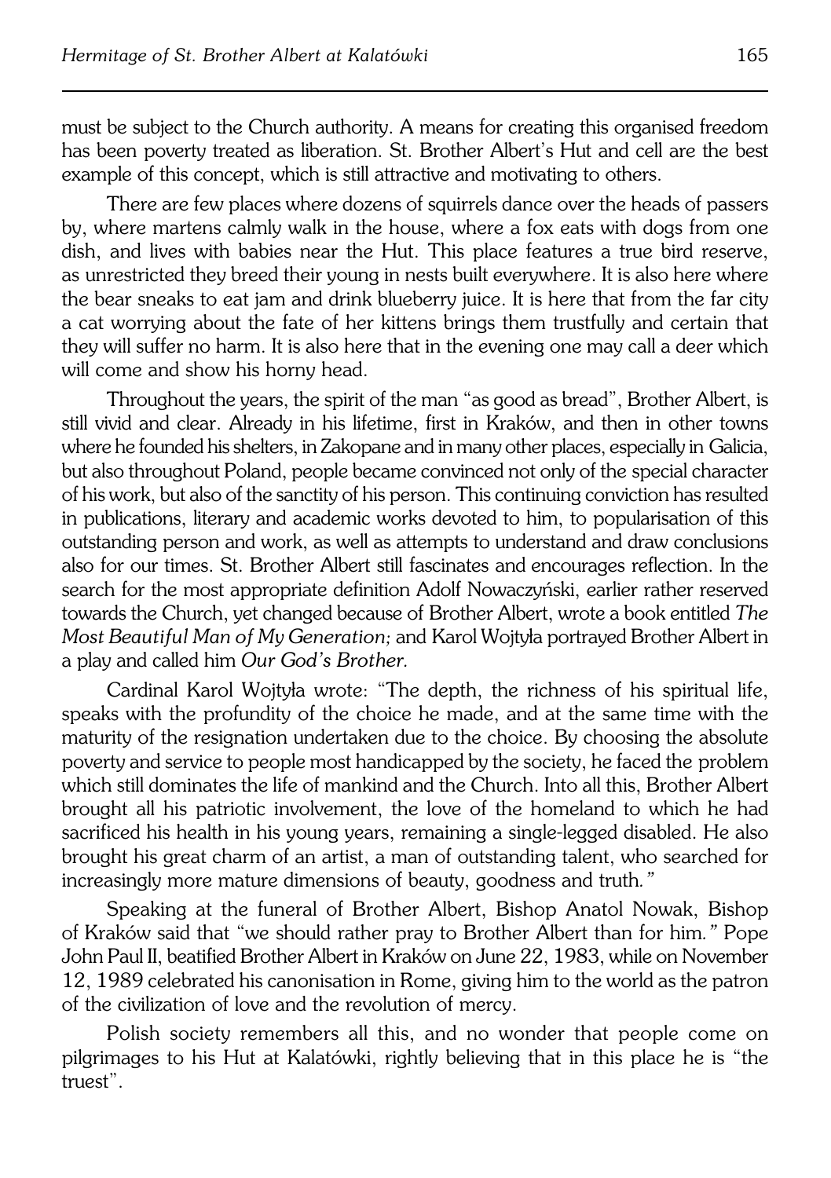must be subject to the Church authority. A means for creating this organised freedom has been poverty treated as liberation. St. Brother Albert's Hut and cell are the best example of this concept, which is still attractive and motivating to others.

There are few places where dozens of squirrels dance over the heads of passers by, where martens calmly walk in the house, where a fox eats with dogs from one dish, and lives with babies near the Hut. This place features a true bird reserve, as unrestricted they breed their young in nests built everywhere. It is also here where the bear sneaks to eat jam and drink blueberry juice. It is here that from the far city a cat worrying about the fate of her kittens brings them trustfully and certain that they will suffer no harm. It is also here that in the evening one may call a deer which will come and show his horny head.

Throughout the years, the spirit of the man "as good as bread", Brother Albert, is still vivid and clear. Already in his lifetime, first in Kraków, and then in other towns where he founded his shelters, in Zakopane and in many other places, especially in Galicia, but also throughout Poland, people became convinced not only of the special character of his work, but also of the sanctity of his person. This continuing conviction has resulted in publications, literary and academic works devoted to him, to popularisation of this outstanding person and work, as well as attempts to understand and draw conclusions also for our times. St. Brother Albert still fascinates and encourages reflection. In the search for the most appropriate definition Adolf Nowaczyński, earlier rather reserved towards the Church, yet changed because of Brother Albert, wrote a book entitled *The Most Beautiful Man of My Generation;* and Karol Wojtyła portrayed Brother Albert in a play and called him *Our God's Brother.*

Cardinal Karol Wojtyła wrote: "The depth, the richness of his spiritual life, speaks with the profundity of the choice he made, and at the same time with the maturity of the resignation undertaken due to the choice. By choosing the absolute poverty and service to people most handicapped by the society, he faced the problem which still dominates the life of mankind and the Church. Into all this, Brother Albert brought all his patriotic involvement, the love of the homeland to which he had sacrificed his health in his young years, remaining a single-legged disabled. He also brought his great charm of an artist, a man of outstanding talent, who searched for increasingly more mature dimensions of beauty, goodness and truth."

Speaking at the funeral of Brother Albert, Bishop Anatol Nowak, Bishop of Kraków said that "we should rather pray to Brother Albert than for him." Pope John Paul II, beatified Brother Albert in Kraków on June 22, 1983, while on November 12, 1989 celebrated his canonisation in Rome, giving him to the world as the patron of the civilization of love and the revolution of mercy.

Polish society remembers all this, and no wonder that people come on pilgrimages to his Hut at Kalatówki, rightly believing that in this place he is "the truest".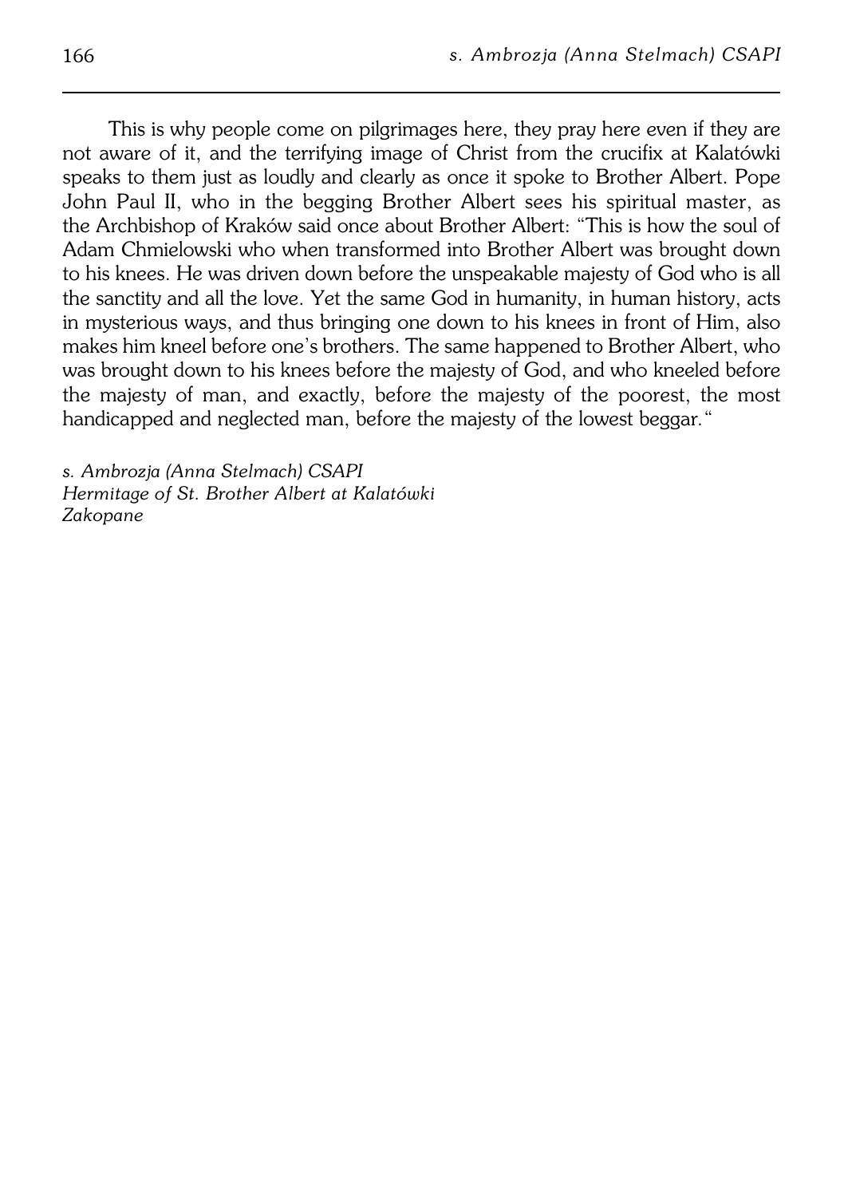This is why people come on pilgrimages here, they pray here even if they are not aware of it, and the terrifying image of Christ from the crucifix at Kalatówki speaks to them just as loudly and clearly as once it spoke to Brother Albert. Pope John Paul II, who in the begging Brother Albert sees his spiritual master, as the Archbishop of Kraków said once about Brother Albert: "This is how the soul of Adam Chmielowski who when transformed into Brother Albert was brought down to his knees. He was driven down before the unspeakable majesty of God who is all the sanctity and all the love. Yet the same God in humanity, in human history, acts in mysterious ways, and thus bringing one down to his knees in front of Him, also makes him kneel before one's brothers. The same happened to Brother Albert, who was brought down to his knees before the majesty of God, and who kneeled before the majesty of man, and exactly, before the majesty of the poorest, the most handicapped and neglected man, before the majesty of the lowest beggar."

*s. Ambrozja (Anna Stelmach) CSAPI*
*Hermitage of St. Brother Albert at Kalatówki*
*Zakopane*